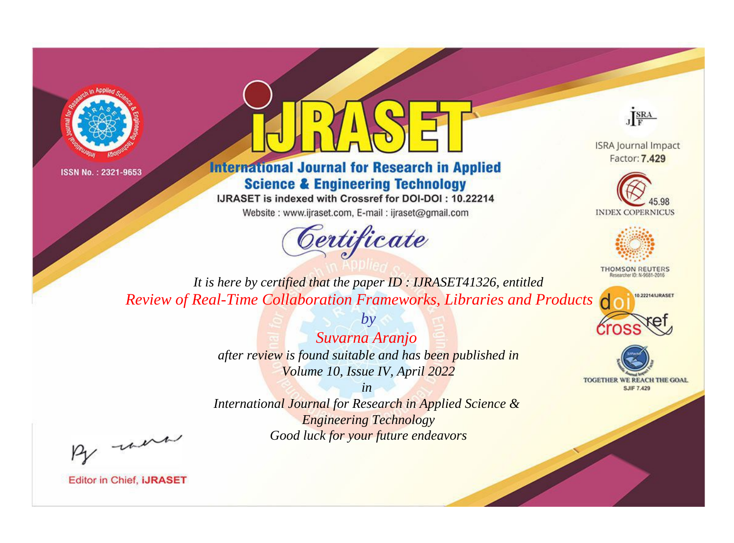ISSN No. : 2321-9653

# IJRASET

## International Journal for Research in Applied Science & Engineering Technology

IJRASET is indexed with Crossref for DOI-DOI : 10.22214

Website : www.ijraset.com, E-mail : ijraset@gmail.com

ISRA Journal Impact Factor: **7.429**

45.98 INDEX COPERNICUS

THOMSON REUTERS Researcher ID: N-9681-2016

10.22214/IJRASET

TOGETHER WE REACH THE GOAL SJIF 7.429

# *Certificate*

*It is here by certified that the paper ID : IJRASET41326, entitled*

*Review of Real-Time Collaboration Frameworks, Libraries and Products*

*by*

*Suvarna Aranjo*

*after review is found suitable and has been published in*

*Volume 10, Issue IV, April 2022*

*in*

*International Journal for Research in Applied Science & Engineering Technology*

*Good luck for your future endeavors*

Editor in Chief, **iJRASET**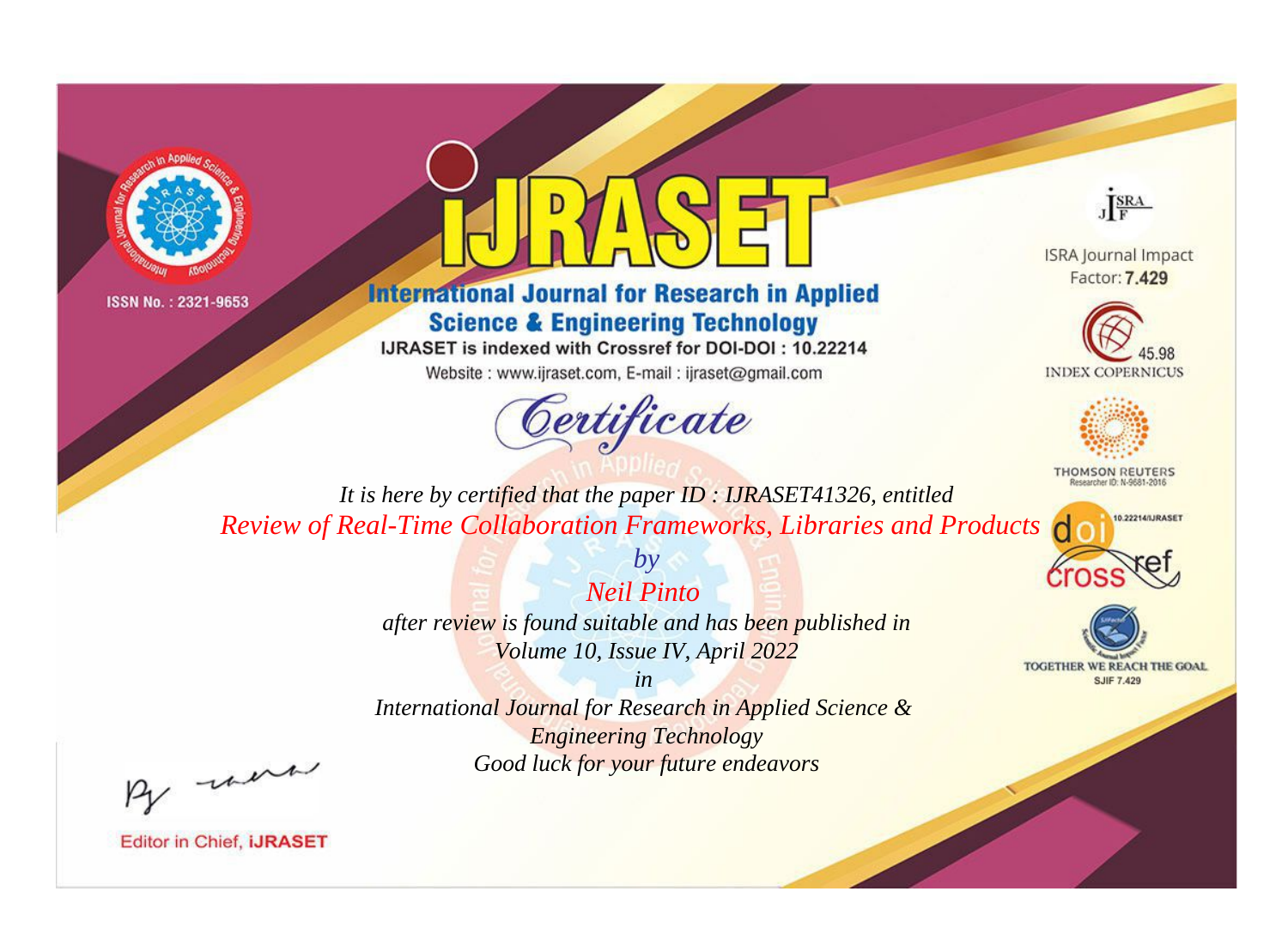ISSN No. : 2321-9653

# IJRASET

## International Journal for Research in Applied Science & Engineering Technology

IJRASET is indexed with Crossref for DOI-DOI : 10.22214

Website : www.ijraset.com, E-mail : ijraset@gmail.com

ISRA Journal Impact Factor: **7.429**

45.98 INDEX COPERNICUS

THOMSON REUTERS Researcher ID: N-9681-2016

10.22214/IJRASET

TOGETHER WE REACH THE GOAL SJIF 7.429

# *Certificate*

*It is here by certified that the paper ID : IJRASET41326, entitled*

*Review of Real-Time Collaboration Frameworks, Libraries and Products*

*by*

*Neil Pinto*

*after review is found suitable and has been published in*

*Volume 10, Issue IV, April 2022*

*in*

*International Journal for Research in Applied Science & Engineering Technology*

*Good luck for your future endeavors*

Editor in Chief, **iJRASET**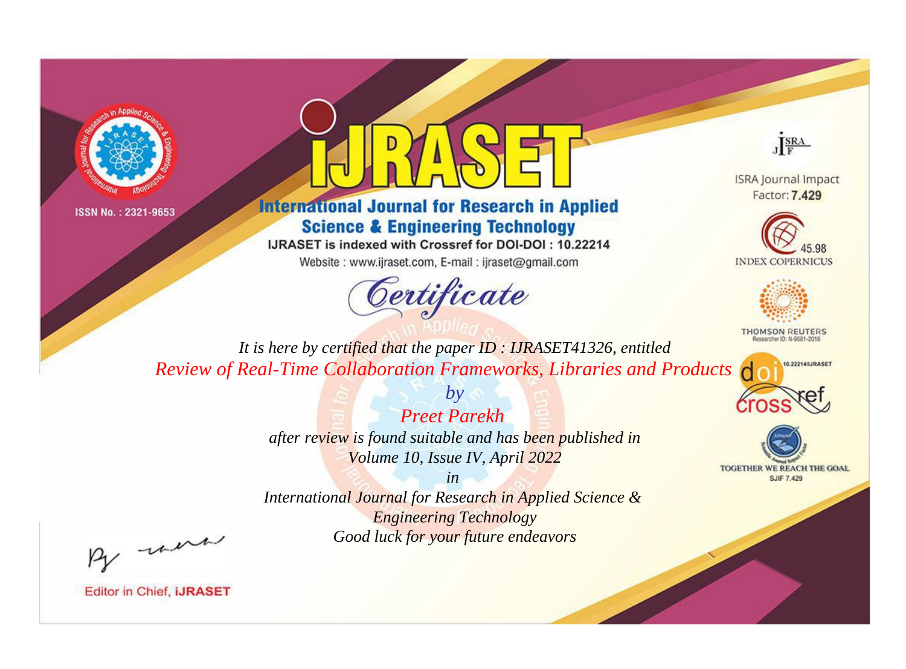ISSN No. : 2321-9653

# IJRASET

## International Journal for Research in Applied Science & Engineering Technology

IJRASET is indexed with Crossref for DOI-DOI : 10.22214

Website : www.ijraset.com, E-mail : ijraset@gmail.com

ISRA Journal Impact Factor: **7.429**

45.98 INDEX COPERNICUS

THOMSON REUTERS Researcher ID: N-9681-2016

10.22214/IJRASET

TOGETHER WE REACH THE GOAL SJIF 7.429

# *Certificate*

*It is here by certified that the paper ID : IJRASET41326, entitled*

*Review of Real-Time Collaboration Frameworks, Libraries and Products*

*by*

*Preet Parekh*

*after review is found suitable and has been published in*

*Volume 10, Issue IV, April 2022*

*in*

*International Journal for Research in Applied Science & Engineering Technology*

*Good luck for your future endeavors*

Editor in Chief, **iJRASET**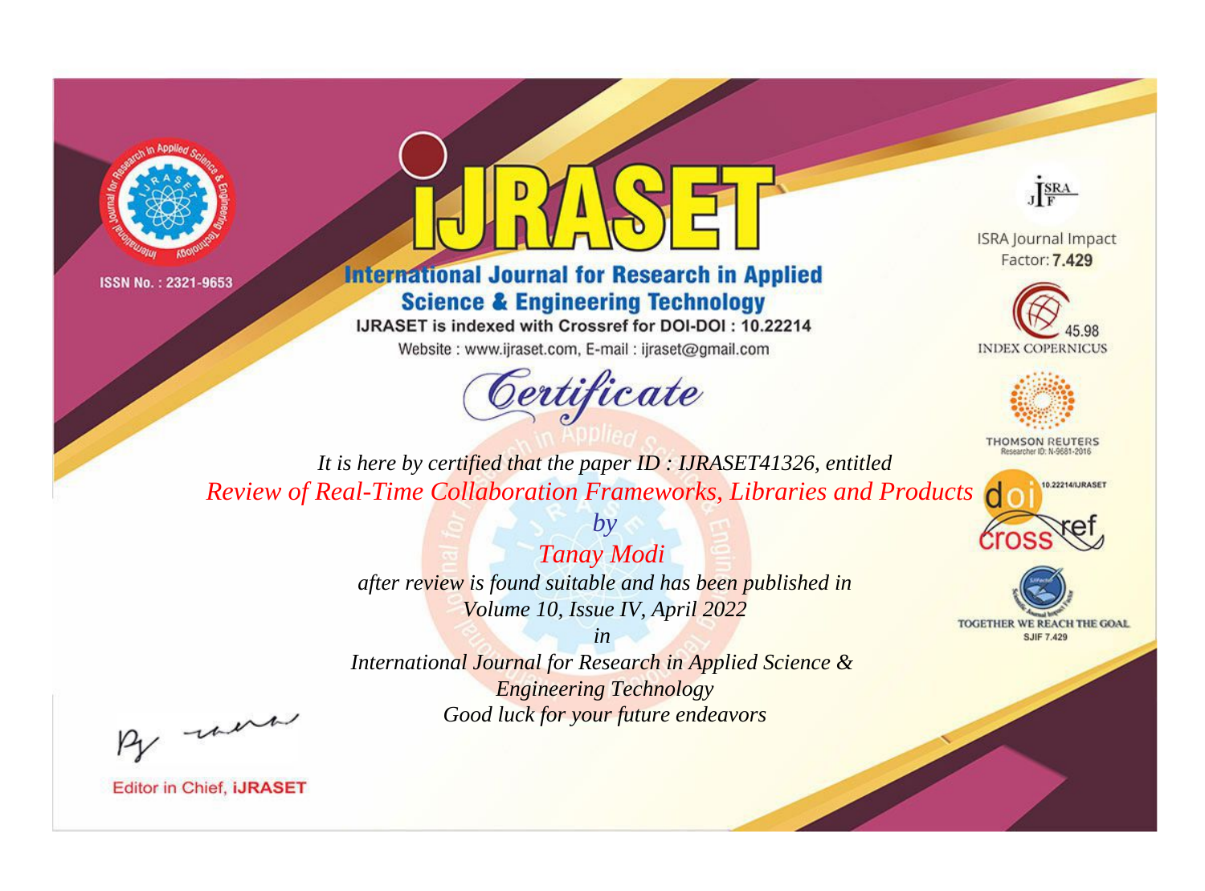ISSN No. : 2321-9653

# iJRASET

## International Journal for Research in Applied Science & Engineering Technology

IJRASET is indexed with Crossref for DOI-DOI : 10.22214

Website : www.ijraset.com, E-mail : ijraset@gmail.com

ISRA Journal Impact Factor: **7.429**

45.98 INDEX COPERNICUS

THOMSON REUTERS Researcher ID: N-9681-2016

10.22214/IJRASET

TOGETHER WE REACH THE GOAL SJIF 7.429

*Certificate*

*It is here by certified that the paper ID : IJRASET41326, entitled*

*Review of Real-Time Collaboration Frameworks, Libraries and Products*

*by*

*Tanay Modi*

*after review is found suitable and has been published in*

*Volume 10, Issue IV, April 2022*

*in*

*International Journal for Research in Applied Science & Engineering Technology*

*Good luck for your future endeavors*

Editor in Chief, **iJRASET**